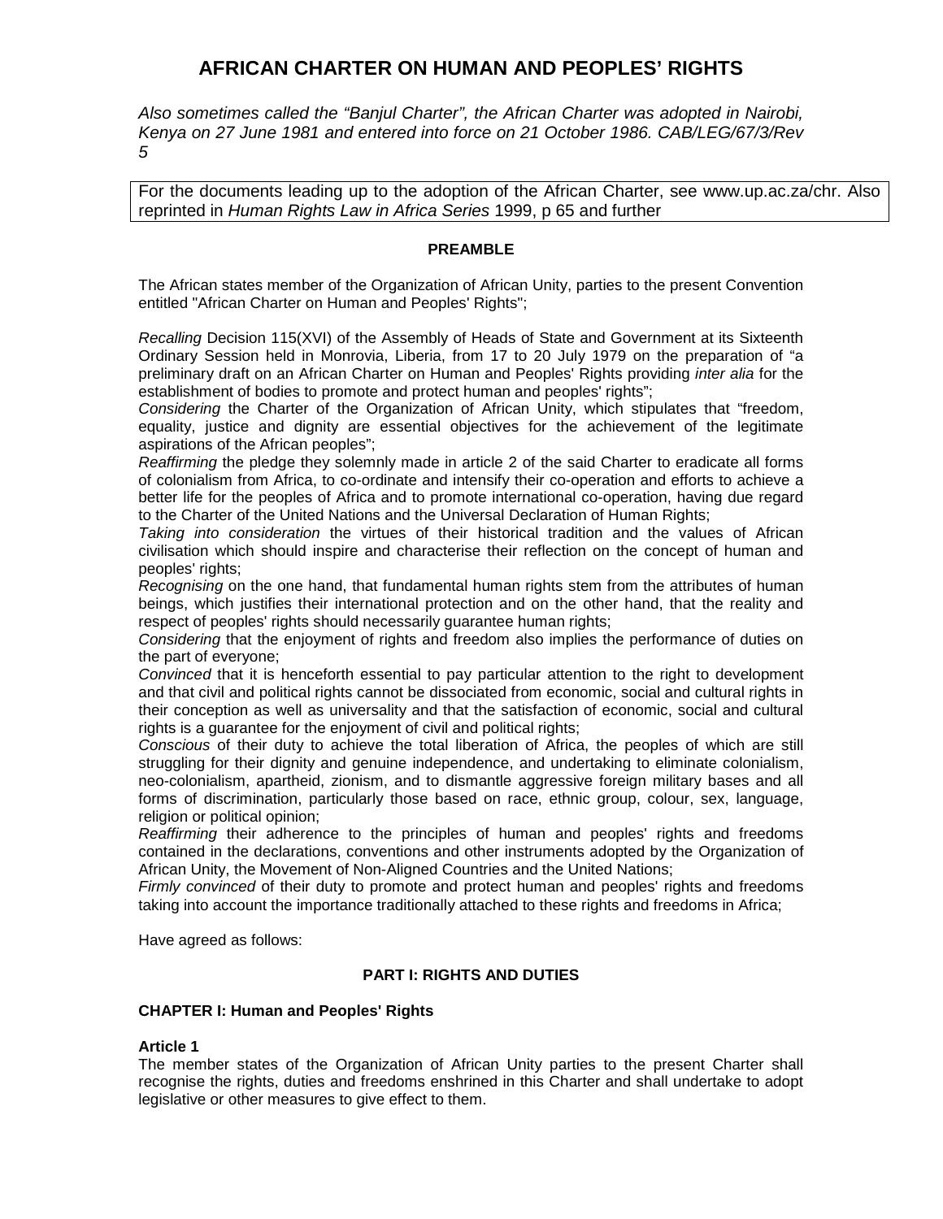# AFRICAN CHARTER ON HUMAN AND PEOPLES' RIGHTS

*Also sometimes called the "Banjul Charter", the African Charter was adopted in Nairobi, Kenya on 27 June 1981 and entered into force on 21 October 1986. CAB/LEG/67/3/Rev 5*

For the documents leading up to the adoption of the African Charter, see www.up.ac.za/chr. Also reprinted in *Human Rights Law in Africa Series* 1999, p 65 and further

## PREAMBLE

The African states member of the Organization of African Unity, parties to the present Convention entitled "African Charter on Human and Peoples' Rights";

*Recalling* Decision 115(XVI) of the Assembly of Heads of State and Government at its Sixteenth Ordinary Session held in Monrovia, Liberia, from 17 to 20 July 1979 on the preparation of "a preliminary draft on an African Charter on Human and Peoples' Rights providing *inter alia* for the establishment of bodies to promote and protect human and peoples' rights";
*Considering* the Charter of the Organization of African Unity, which stipulates that "freedom, equality, justice and dignity are essential objectives for the achievement of the legitimate aspirations of the African peoples";
*Reaffirming* the pledge they solemnly made in article 2 of the said Charter to eradicate all forms of colonialism from Africa, to co-ordinate and intensify their co-operation and efforts to achieve a better life for the peoples of Africa and to promote international co-operation, having due regard to the Charter of the United Nations and the Universal Declaration of Human Rights;
*Taking into consideration* the virtues of their historical tradition and the values of African civilisation which should inspire and characterise their reflection on the concept of human and peoples' rights;
*Recognising* on the one hand, that fundamental human rights stem from the attributes of human beings, which justifies their international protection and on the other hand, that the reality and respect of peoples' rights should necessarily guarantee human rights;
*Considering* that the enjoyment of rights and freedom also implies the performance of duties on the part of everyone;
*Convinced* that it is henceforth essential to pay particular attention to the right to development and that civil and political rights cannot be dissociated from economic, social and cultural rights in their conception as well as universality and that the satisfaction of economic, social and cultural rights is a guarantee for the enjoyment of civil and political rights;
*Conscious* of their duty to achieve the total liberation of Africa, the peoples of which are still struggling for their dignity and genuine independence, and undertaking to eliminate colonialism, neo-colonialism, apartheid, zionism, and to dismantle aggressive foreign military bases and all forms of discrimination, particularly those based on race, ethnic group, colour, sex, language, religion or political opinion;
*Reaffirming* their adherence to the principles of human and peoples' rights and freedoms contained in the declarations, conventions and other instruments adopted by the Organization of African Unity, the Movement of Non-Aligned Countries and the United Nations;
*Firmly convinced* of their duty to promote and protect human and peoples' rights and freedoms taking into account the importance traditionally attached to these rights and freedoms in Africa;

Have agreed as follows:

## PART I: RIGHTS AND DUTIES

### CHAPTER I: Human and Peoples' Rights

**Article 1**
The member states of the Organization of African Unity parties to the present Charter shall recognise the rights, duties and freedoms enshrined in this Charter and shall undertake to adopt legislative or other measures to give effect to them.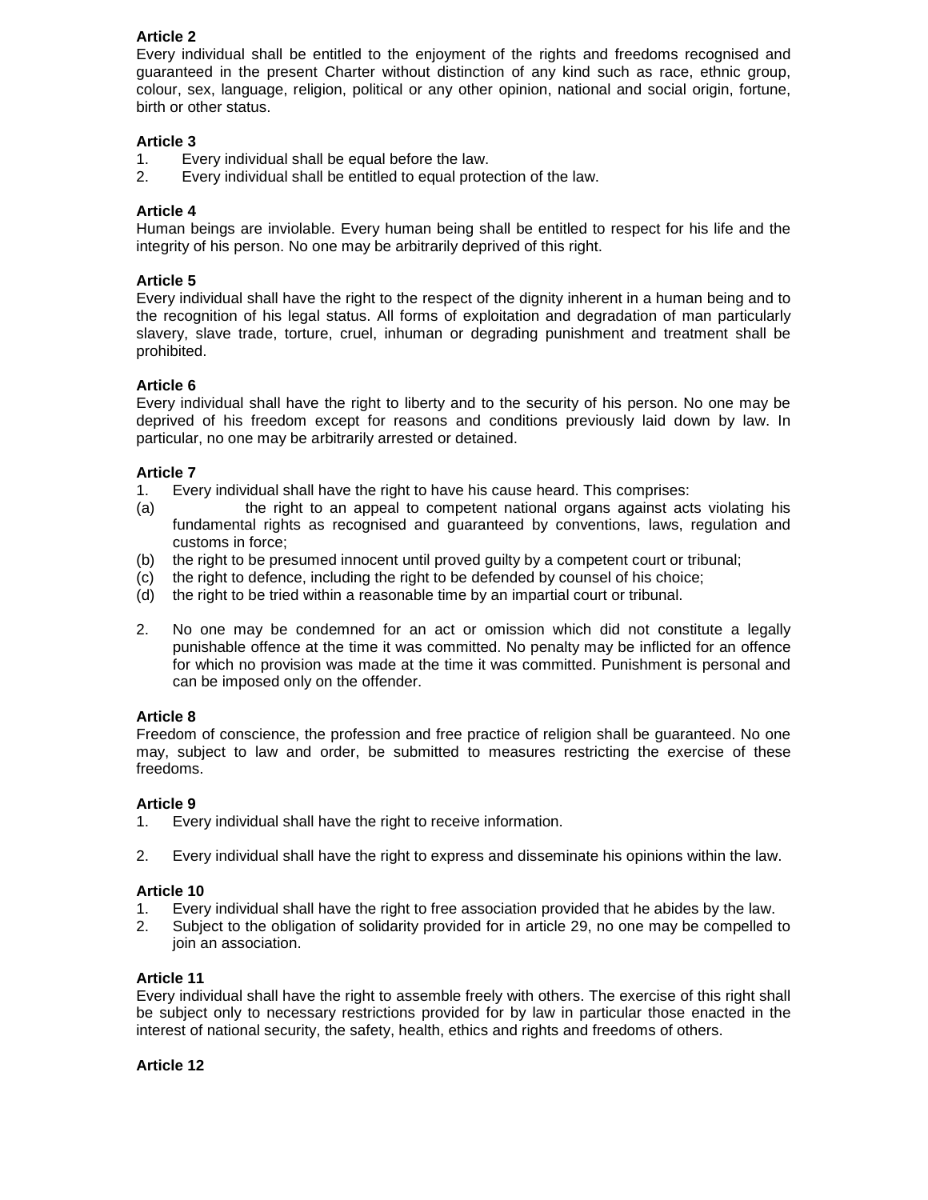**Article 2**

Every individual shall be entitled to the enjoyment of the rights and freedoms recognised and guaranteed in the present Charter without distinction of any kind such as race, ethnic group, colour, sex, language, religion, political or any other opinion, national and social origin, fortune, birth or other status.

**Article 3**

1. Every individual shall be equal before the law.
2. Every individual shall be entitled to equal protection of the law.

**Article 4**

Human beings are inviolable. Every human being shall be entitled to respect for his life and the integrity of his person. No one may be arbitrarily deprived of this right.

**Article 5**

Every individual shall have the right to the respect of the dignity inherent in a human being and to the recognition of his legal status. All forms of exploitation and degradation of man particularly slavery, slave trade, torture, cruel, inhuman or degrading punishment and treatment shall be prohibited.

**Article 6**

Every individual shall have the right to liberty and to the security of his person. No one may be deprived of his freedom except for reasons and conditions previously laid down by law. In particular, no one may be arbitrarily arrested or detained.

**Article 7**

1. Every individual shall have the right to have his cause heard. This comprises:

(a) the right to an appeal to competent national organs against acts violating his fundamental rights as recognised and guaranteed by conventions, laws, regulation and customs in force;

(b) the right to be presumed innocent until proved guilty by a competent court or tribunal;

(c) the right to defence, including the right to be defended by counsel of his choice;

(d) the right to be tried within a reasonable time by an impartial court or tribunal.

2. No one may be condemned for an act or omission which did not constitute a legally punishable offence at the time it was committed. No penalty may be inflicted for an offence for which no provision was made at the time it was committed. Punishment is personal and can be imposed only on the offender.

**Article 8**

Freedom of conscience, the profession and free practice of religion shall be guaranteed. No one may, subject to law and order, be submitted to measures restricting the exercise of these freedoms.

**Article 9**

1. Every individual shall have the right to receive information.

2. Every individual shall have the right to express and disseminate his opinions within the law.

**Article 10**

1. Every individual shall have the right to free association provided that he abides by the law.
2. Subject to the obligation of solidarity provided for in article 29, no one may be compelled to join an association.

**Article 11**

Every individual shall have the right to assemble freely with others. The exercise of this right shall be subject only to necessary restrictions provided for by law in particular those enacted in the interest of national security, the safety, health, ethics and rights and freedoms of others.

**Article 12**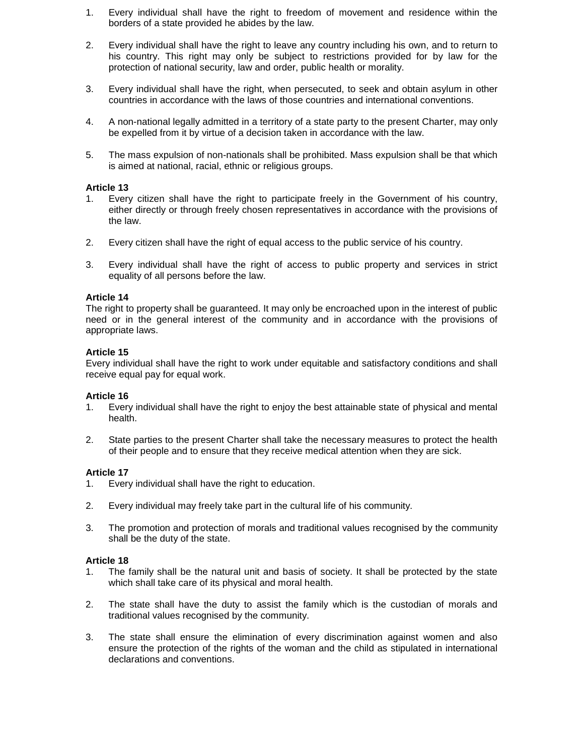1. Every individual shall have the right to freedom of movement and residence within the borders of a state provided he abides by the law.

2. Every individual shall have the right to leave any country including his own, and to return to his country. This right may only be subject to restrictions provided for by law for the protection of national security, law and order, public health or morality.

3. Every individual shall have the right, when persecuted, to seek and obtain asylum in other countries in accordance with the laws of those countries and international conventions.

4. A non-national legally admitted in a territory of a state party to the present Charter, may only be expelled from it by virtue of a decision taken in accordance with the law.

5. The mass expulsion of non-nationals shall be prohibited. Mass expulsion shall be that which is aimed at national, racial, ethnic or religious groups.

**Article 13**

1. Every citizen shall have the right to participate freely in the Government of his country, either directly or through freely chosen representatives in accordance with the provisions of the law.

2. Every citizen shall have the right of equal access to the public service of his country.

3. Every individual shall have the right of access to public property and services in strict equality of all persons before the law.

**Article 14**

The right to property shall be guaranteed. It may only be encroached upon in the interest of public need or in the general interest of the community and in accordance with the provisions of appropriate laws.

**Article 15**

Every individual shall have the right to work under equitable and satisfactory conditions and shall receive equal pay for equal work.

**Article 16**

1. Every individual shall have the right to enjoy the best attainable state of physical and mental health.

2. State parties to the present Charter shall take the necessary measures to protect the health of their people and to ensure that they receive medical attention when they are sick.

**Article 17**

1. Every individual shall have the right to education.

2. Every individual may freely take part in the cultural life of his community.

3. The promotion and protection of morals and traditional values recognised by the community shall be the duty of the state.

**Article 18**

1. The family shall be the natural unit and basis of society. It shall be protected by the state which shall take care of its physical and moral health.

2. The state shall have the duty to assist the family which is the custodian of morals and traditional values recognised by the community.

3. The state shall ensure the elimination of every discrimination against women and also ensure the protection of the rights of the woman and the child as stipulated in international declarations and conventions.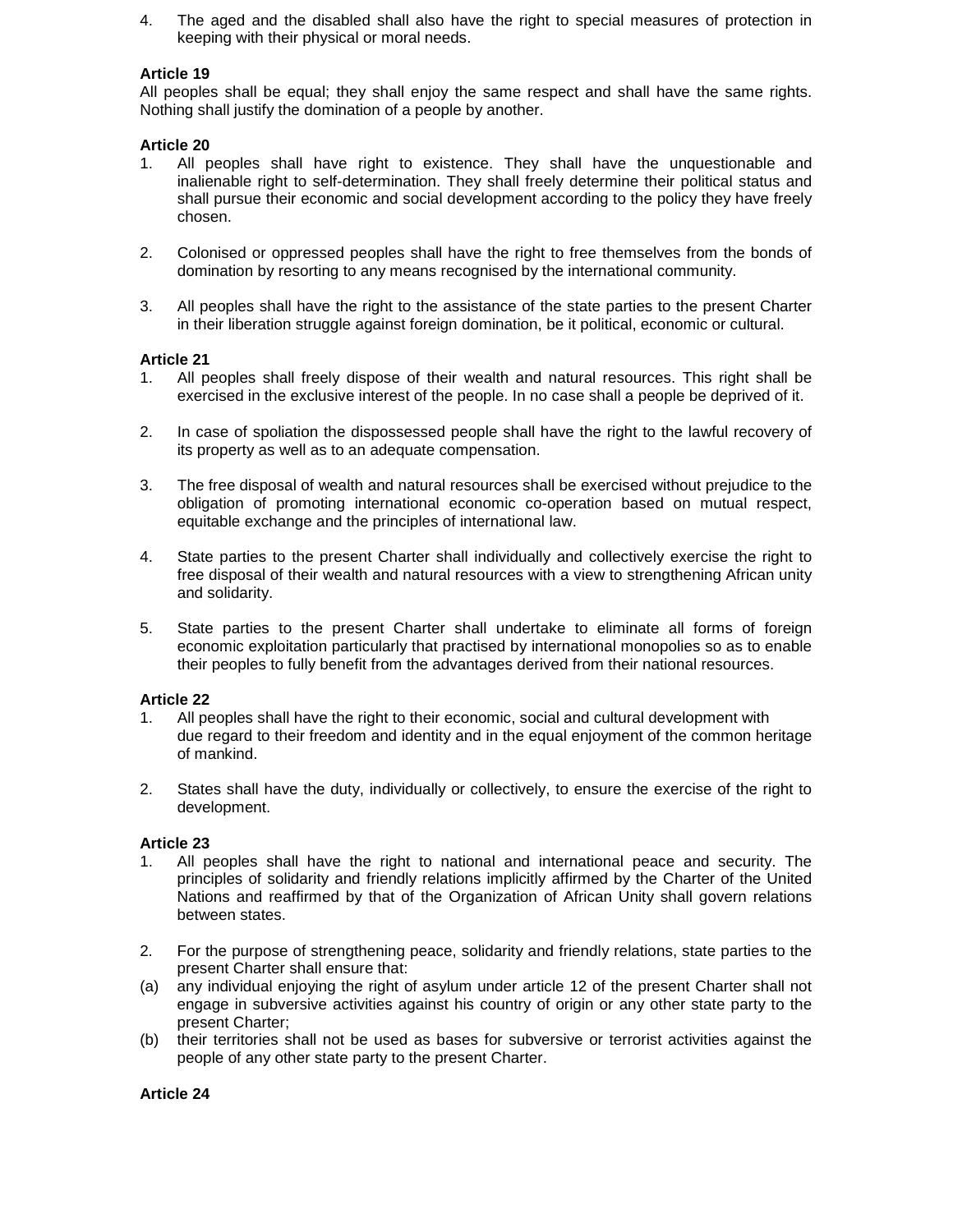4. The aged and the disabled shall also have the right to special measures of protection in keeping with their physical or moral needs.

**Article 19**

All peoples shall be equal; they shall enjoy the same respect and shall have the same rights. Nothing shall justify the domination of a people by another.

**Article 20**

1. All peoples shall have right to existence. They shall have the unquestionable and inalienable right to self-determination. They shall freely determine their political status and shall pursue their economic and social development according to the policy they have freely chosen.

2. Colonised or oppressed peoples shall have the right to free themselves from the bonds of domination by resorting to any means recognised by the international community.

3. All peoples shall have the right to the assistance of the state parties to the present Charter in their liberation struggle against foreign domination, be it political, economic or cultural.

**Article 21**

1. All peoples shall freely dispose of their wealth and natural resources. This right shall be exercised in the exclusive interest of the people. In no case shall a people be deprived of it.

2. In case of spoliation the dispossessed people shall have the right to the lawful recovery of its property as well as to an adequate compensation.

3. The free disposal of wealth and natural resources shall be exercised without prejudice to the obligation of promoting international economic co-operation based on mutual respect, equitable exchange and the principles of international law.

4. State parties to the present Charter shall individually and collectively exercise the right to free disposal of their wealth and natural resources with a view to strengthening African unity and solidarity.

5. State parties to the present Charter shall undertake to eliminate all forms of foreign economic exploitation particularly that practised by international monopolies so as to enable their peoples to fully benefit from the advantages derived from their national resources.

**Article 22**

1. All peoples shall have the right to their economic, social and cultural development with due regard to their freedom and identity and in the equal enjoyment of the common heritage of mankind.

2. States shall have the duty, individually or collectively, to ensure the exercise of the right to development.

**Article 23**

1. All peoples shall have the right to national and international peace and security. The principles of solidarity and friendly relations implicitly affirmed by the Charter of the United Nations and reaffirmed by that of the Organization of African Unity shall govern relations between states.

2. For the purpose of strengthening peace, solidarity and friendly relations, state parties to the present Charter shall ensure that:

(a) any individual enjoying the right of asylum under article 12 of the present Charter shall not engage in subversive activities against his country of origin or any other state party to the present Charter;

(b) their territories shall not be used as bases for subversive or terrorist activities against the people of any other state party to the present Charter.

**Article 24**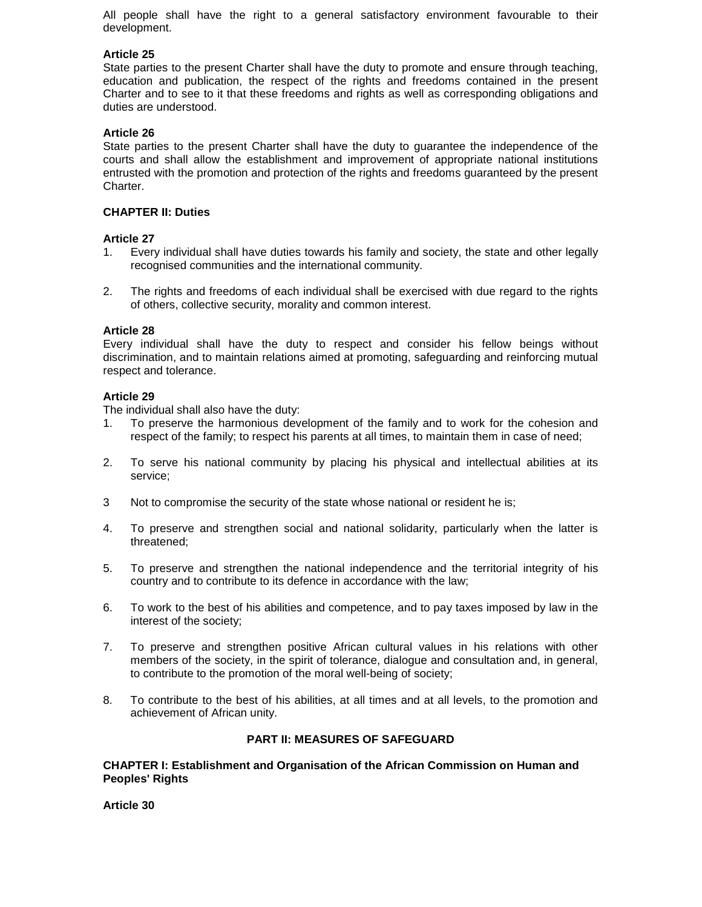All people shall have the right to a general satisfactory environment favourable to their development.

**Article 25**

State parties to the present Charter shall have the duty to promote and ensure through teaching, education and publication, the respect of the rights and freedoms contained in the present Charter and to see to it that these freedoms and rights as well as corresponding obligations and duties are understood.

**Article 26**

State parties to the present Charter shall have the duty to guarantee the independence of the courts and shall allow the establishment and improvement of appropriate national institutions entrusted with the promotion and protection of the rights and freedoms guaranteed by the present Charter.

**CHAPTER II: Duties**

**Article 27**

1. Every individual shall have duties towards his family and society, the state and other legally recognised communities and the international community.

2. The rights and freedoms of each individual shall be exercised with due regard to the rights of others, collective security, morality and common interest.

**Article 28**

Every individual shall have the duty to respect and consider his fellow beings without discrimination, and to maintain relations aimed at promoting, safeguarding and reinforcing mutual respect and tolerance.

**Article 29**

The individual shall also have the duty:

1. To preserve the harmonious development of the family and to work for the cohesion and respect of the family; to respect his parents at all times, to maintain them in case of need;

2. To serve his national community by placing his physical and intellectual abilities at its service;

3 Not to compromise the security of the state whose national or resident he is;

4. To preserve and strengthen social and national solidarity, particularly when the latter is threatened;

5. To preserve and strengthen the national independence and the territorial integrity of his country and to contribute to its defence in accordance with the law;

6. To work to the best of his abilities and competence, and to pay taxes imposed by law in the interest of the society;

7. To preserve and strengthen positive African cultural values in his relations with other members of the society, in the spirit of tolerance, dialogue and consultation and, in general, to contribute to the promotion of the moral well-being of society;

8. To contribute to the best of his abilities, at all times and at all levels, to the promotion and achievement of African unity.

## PART II: MEASURES OF SAFEGUARD

**CHAPTER I: Establishment and Organisation of the African Commission on Human and Peoples' Rights**

**Article 30**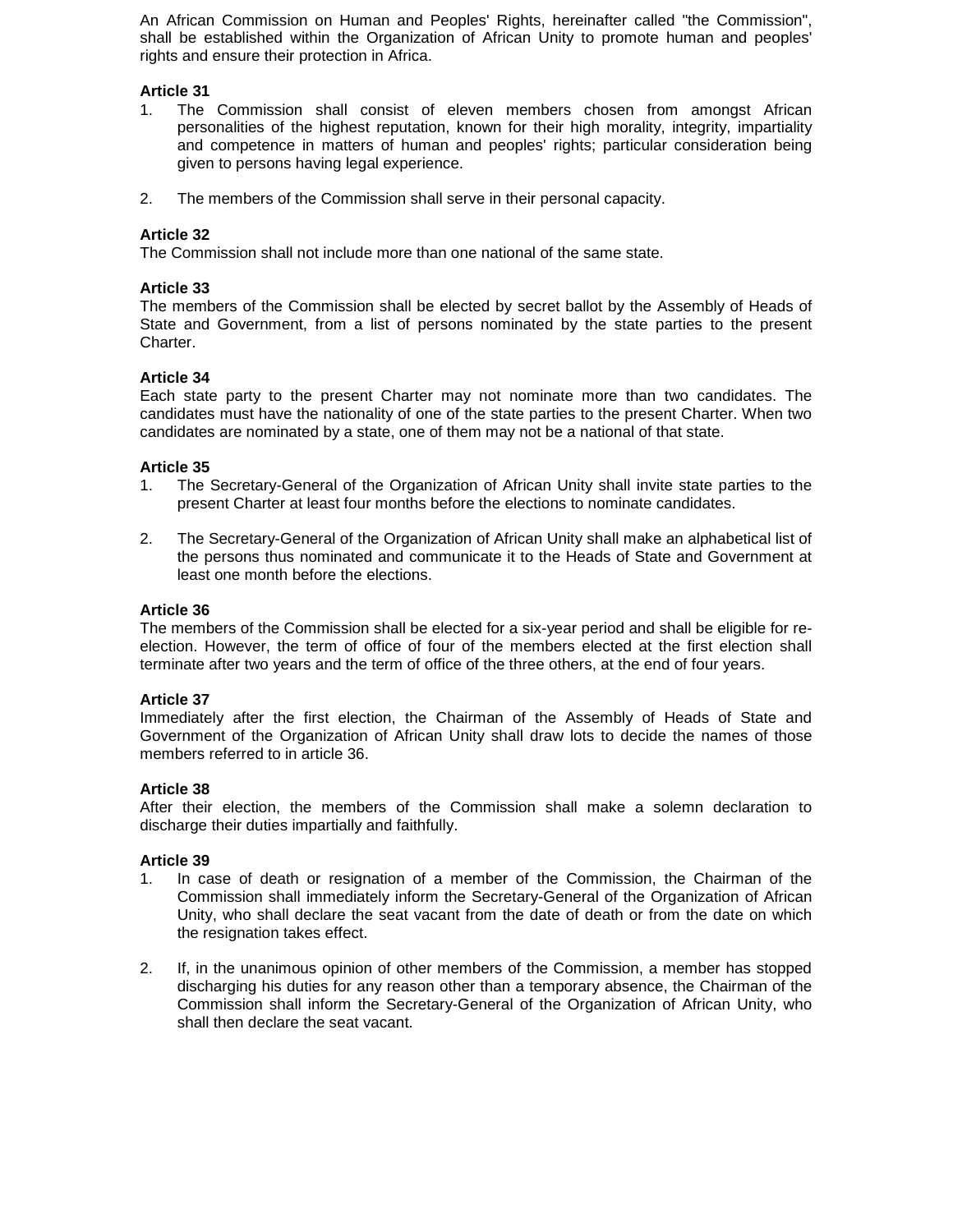An African Commission on Human and Peoples' Rights, hereinafter called "the Commission", shall be established within the Organization of African Unity to promote human and peoples' rights and ensure their protection in Africa.

**Article 31**

1. The Commission shall consist of eleven members chosen from amongst African personalities of the highest reputation, known for their high morality, integrity, impartiality and competence in matters of human and peoples' rights; particular consideration being given to persons having legal experience.

2. The members of the Commission shall serve in their personal capacity.

**Article 32**

The Commission shall not include more than one national of the same state.

**Article 33**

The members of the Commission shall be elected by secret ballot by the Assembly of Heads of State and Government, from a list of persons nominated by the state parties to the present Charter.

**Article 34**

Each state party to the present Charter may not nominate more than two candidates. The candidates must have the nationality of one of the state parties to the present Charter. When two candidates are nominated by a state, one of them may not be a national of that state.

**Article 35**

1. The Secretary-General of the Organization of African Unity shall invite state parties to the present Charter at least four months before the elections to nominate candidates.

2. The Secretary-General of the Organization of African Unity shall make an alphabetical list of the persons thus nominated and communicate it to the Heads of State and Government at least one month before the elections.

**Article 36**

The members of the Commission shall be elected for a six-year period and shall be eligible for re-election. However, the term of office of four of the members elected at the first election shall terminate after two years and the term of office of the three others, at the end of four years.

**Article 37**

Immediately after the first election, the Chairman of the Assembly of Heads of State and Government of the Organization of African Unity shall draw lots to decide the names of those members referred to in article 36.

**Article 38**

After their election, the members of the Commission shall make a solemn declaration to discharge their duties impartially and faithfully.

**Article 39**

1. In case of death or resignation of a member of the Commission, the Chairman of the Commission shall immediately inform the Secretary-General of the Organization of African Unity, who shall declare the seat vacant from the date of death or from the date on which the resignation takes effect.

2. If, in the unanimous opinion of other members of the Commission, a member has stopped discharging his duties for any reason other than a temporary absence, the Chairman of the Commission shall inform the Secretary-General of the Organization of African Unity, who shall then declare the seat vacant.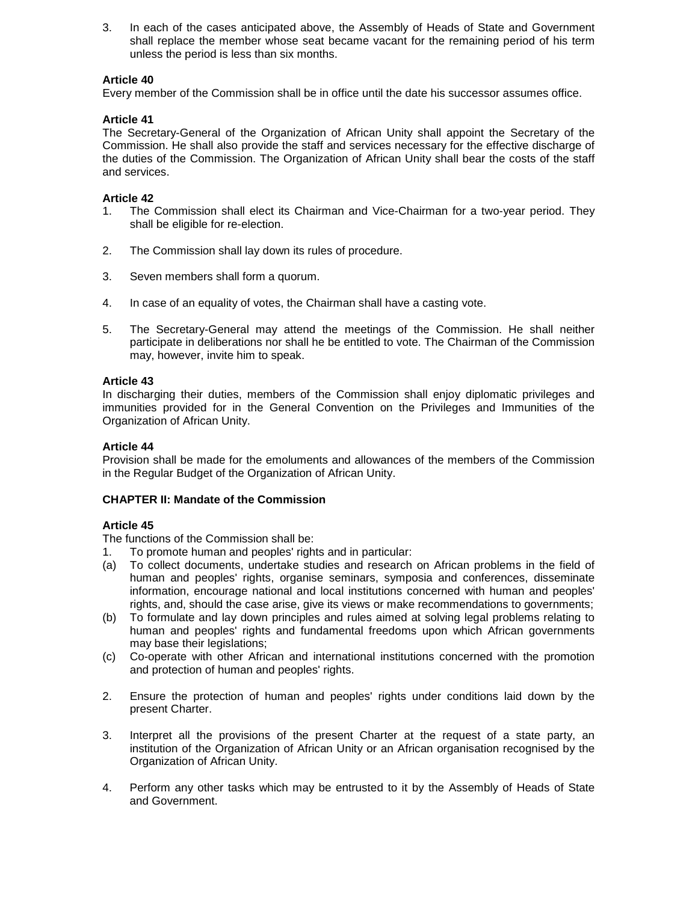3. In each of the cases anticipated above, the Assembly of Heads of State and Government shall replace the member whose seat became vacant for the remaining period of his term unless the period is less than six months.

**Article 40**

Every member of the Commission shall be in office until the date his successor assumes office.

**Article 41**

The Secretary-General of the Organization of African Unity shall appoint the Secretary of the Commission. He shall also provide the staff and services necessary for the effective discharge of the duties of the Commission. The Organization of African Unity shall bear the costs of the staff and services.

**Article 42**

1. The Commission shall elect its Chairman and Vice-Chairman for a two-year period. They shall be eligible for re-election.

2. The Commission shall lay down its rules of procedure.

3. Seven members shall form a quorum.

4. In case of an equality of votes, the Chairman shall have a casting vote.

5. The Secretary-General may attend the meetings of the Commission. He shall neither participate in deliberations nor shall he be entitled to vote. The Chairman of the Commission may, however, invite him to speak.

**Article 43**

In discharging their duties, members of the Commission shall enjoy diplomatic privileges and immunities provided for in the General Convention on the Privileges and Immunities of the Organization of African Unity.

**Article 44**

Provision shall be made for the emoluments and allowances of the members of the Commission in the Regular Budget of the Organization of African Unity.

**CHAPTER II: Mandate of the Commission**

**Article 45**

The functions of the Commission shall be:

1. To promote human and peoples' rights and in particular:

(a) To collect documents, undertake studies and research on African problems in the field of human and peoples' rights, organise seminars, symposia and conferences, disseminate information, encourage national and local institutions concerned with human and peoples' rights, and, should the case arise, give its views or make recommendations to governments;

(b) To formulate and lay down principles and rules aimed at solving legal problems relating to human and peoples' rights and fundamental freedoms upon which African governments may base their legislations;

(c) Co-operate with other African and international institutions concerned with the promotion and protection of human and peoples' rights.

2. Ensure the protection of human and peoples' rights under conditions laid down by the present Charter.

3. Interpret all the provisions of the present Charter at the request of a state party, an institution of the Organization of African Unity or an African organisation recognised by the Organization of African Unity.

4. Perform any other tasks which may be entrusted to it by the Assembly of Heads of State and Government.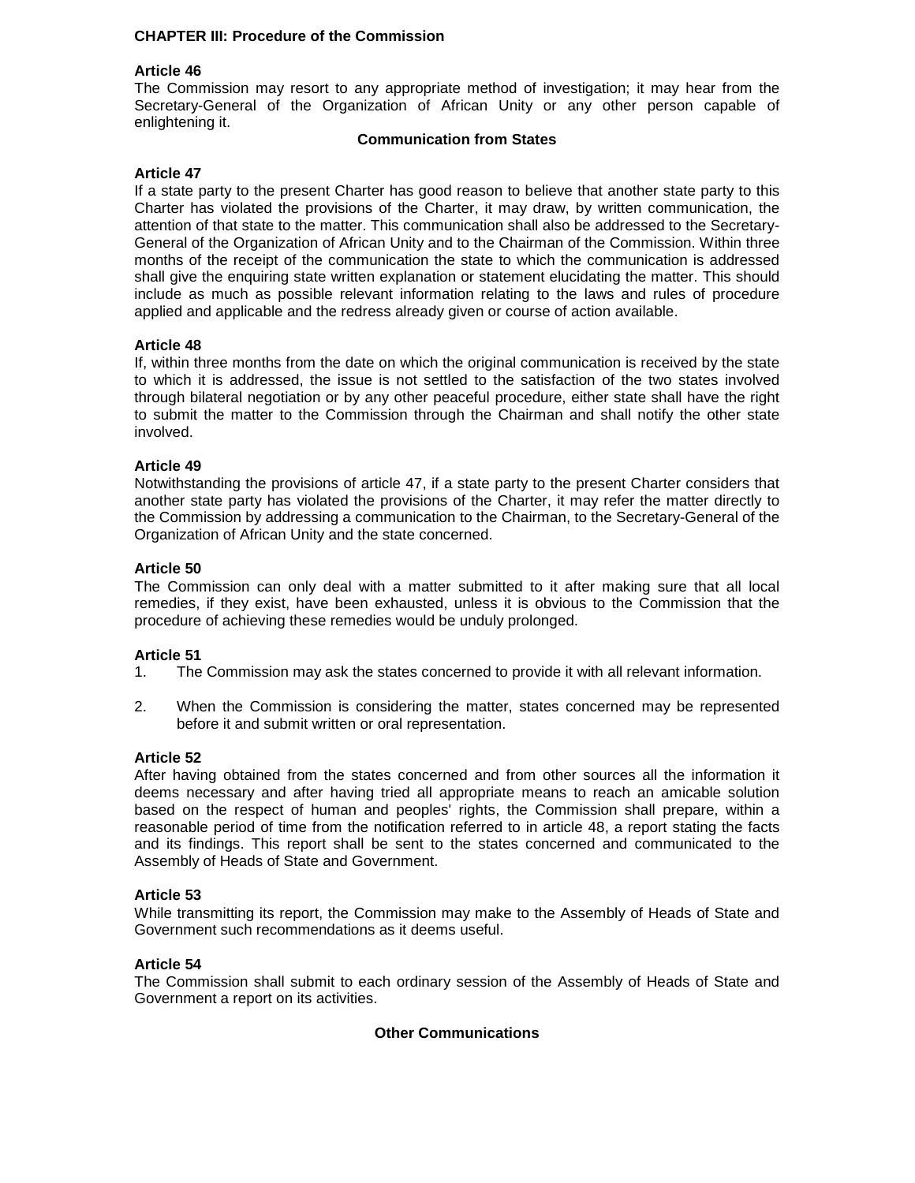## CHAPTER III: Procedure of the Commission

### Article 46

The Commission may resort to any appropriate method of investigation; it may hear from the Secretary-General of the Organization of African Unity or any other person capable of enlightening it.

**Communication from States**

### Article 47

If a state party to the present Charter has good reason to believe that another state party to this Charter has violated the provisions of the Charter, it may draw, by written communication, the attention of that state to the matter. This communication shall also be addressed to the Secretary-General of the Organization of African Unity and to the Chairman of the Commission. Within three months of the receipt of the communication the state to which the communication is addressed shall give the enquiring state written explanation or statement elucidating the matter. This should include as much as possible relevant information relating to the laws and rules of procedure applied and applicable and the redress already given or course of action available.

### Article 48

If, within three months from the date on which the original communication is received by the state to which it is addressed, the issue is not settled to the satisfaction of the two states involved through bilateral negotiation or by any other peaceful procedure, either state shall have the right to submit the matter to the Commission through the Chairman and shall notify the other state involved.

### Article 49

Notwithstanding the provisions of article 47, if a state party to the present Charter considers that another state party has violated the provisions of the Charter, it may refer the matter directly to the Commission by addressing a communication to the Chairman, to the Secretary-General of the Organization of African Unity and the state concerned.

### Article 50

The Commission can only deal with a matter submitted to it after making sure that all local remedies, if they exist, have been exhausted, unless it is obvious to the Commission that the procedure of achieving these remedies would be unduly prolonged.

### Article 51

1. The Commission may ask the states concerned to provide it with all relevant information.

2. When the Commission is considering the matter, states concerned may be represented before it and submit written or oral representation.

### Article 52

After having obtained from the states concerned and from other sources all the information it deems necessary and after having tried all appropriate means to reach an amicable solution based on the respect of human and peoples' rights, the Commission shall prepare, within a reasonable period of time from the notification referred to in article 48, a report stating the facts and its findings. This report shall be sent to the states concerned and communicated to the Assembly of Heads of State and Government.

### Article 53

While transmitting its report, the Commission may make to the Assembly of Heads of State and Government such recommendations as it deems useful.

### Article 54

The Commission shall submit to each ordinary session of the Assembly of Heads of State and Government a report on its activities.

**Other Communications**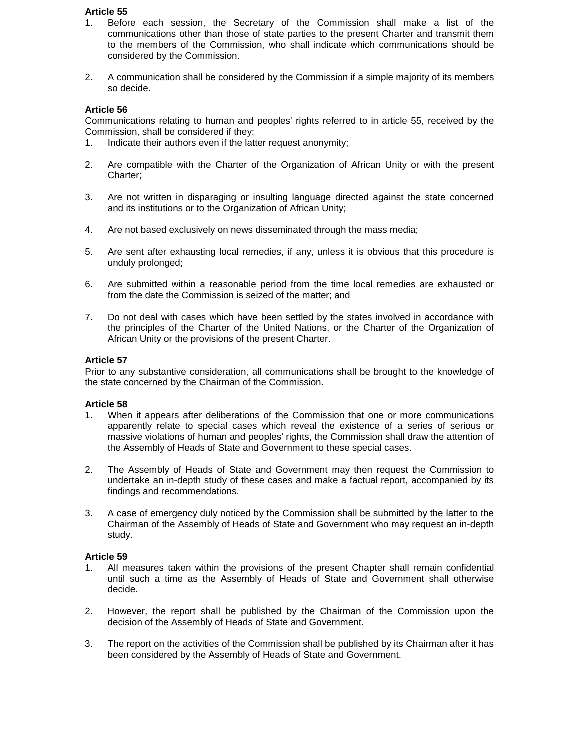**Article 55**

1. Before each session, the Secretary of the Commission shall make a list of the communications other than those of state parties to the present Charter and transmit them to the members of the Commission, who shall indicate which communications should be considered by the Commission.

2. A communication shall be considered by the Commission if a simple majority of its members so decide.

**Article 56**

Communications relating to human and peoples' rights referred to in article 55, received by the Commission, shall be considered if they:

1. Indicate their authors even if the latter request anonymity;

2. Are compatible with the Charter of the Organization of African Unity or with the present Charter;

3. Are not written in disparaging or insulting language directed against the state concerned and its institutions or to the Organization of African Unity;

4. Are not based exclusively on news disseminated through the mass media;

5. Are sent after exhausting local remedies, if any, unless it is obvious that this procedure is unduly prolonged;

6. Are submitted within a reasonable period from the time local remedies are exhausted or from the date the Commission is seized of the matter; and

7. Do not deal with cases which have been settled by the states involved in accordance with the principles of the Charter of the United Nations, or the Charter of the Organization of African Unity or the provisions of the present Charter.

**Article 57**

Prior to any substantive consideration, all communications shall be brought to the knowledge of the state concerned by the Chairman of the Commission.

**Article 58**

1. When it appears after deliberations of the Commission that one or more communications apparently relate to special cases which reveal the existence of a series of serious or massive violations of human and peoples' rights, the Commission shall draw the attention of the Assembly of Heads of State and Government to these special cases.

2. The Assembly of Heads of State and Government may then request the Commission to undertake an in-depth study of these cases and make a factual report, accompanied by its findings and recommendations.

3. A case of emergency duly noticed by the Commission shall be submitted by the latter to the Chairman of the Assembly of Heads of State and Government who may request an in-depth study.

**Article 59**

1. All measures taken within the provisions of the present Chapter shall remain confidential until such a time as the Assembly of Heads of State and Government shall otherwise decide.

2. However, the report shall be published by the Chairman of the Commission upon the decision of the Assembly of Heads of State and Government.

3. The report on the activities of the Commission shall be published by its Chairman after it has been considered by the Assembly of Heads of State and Government.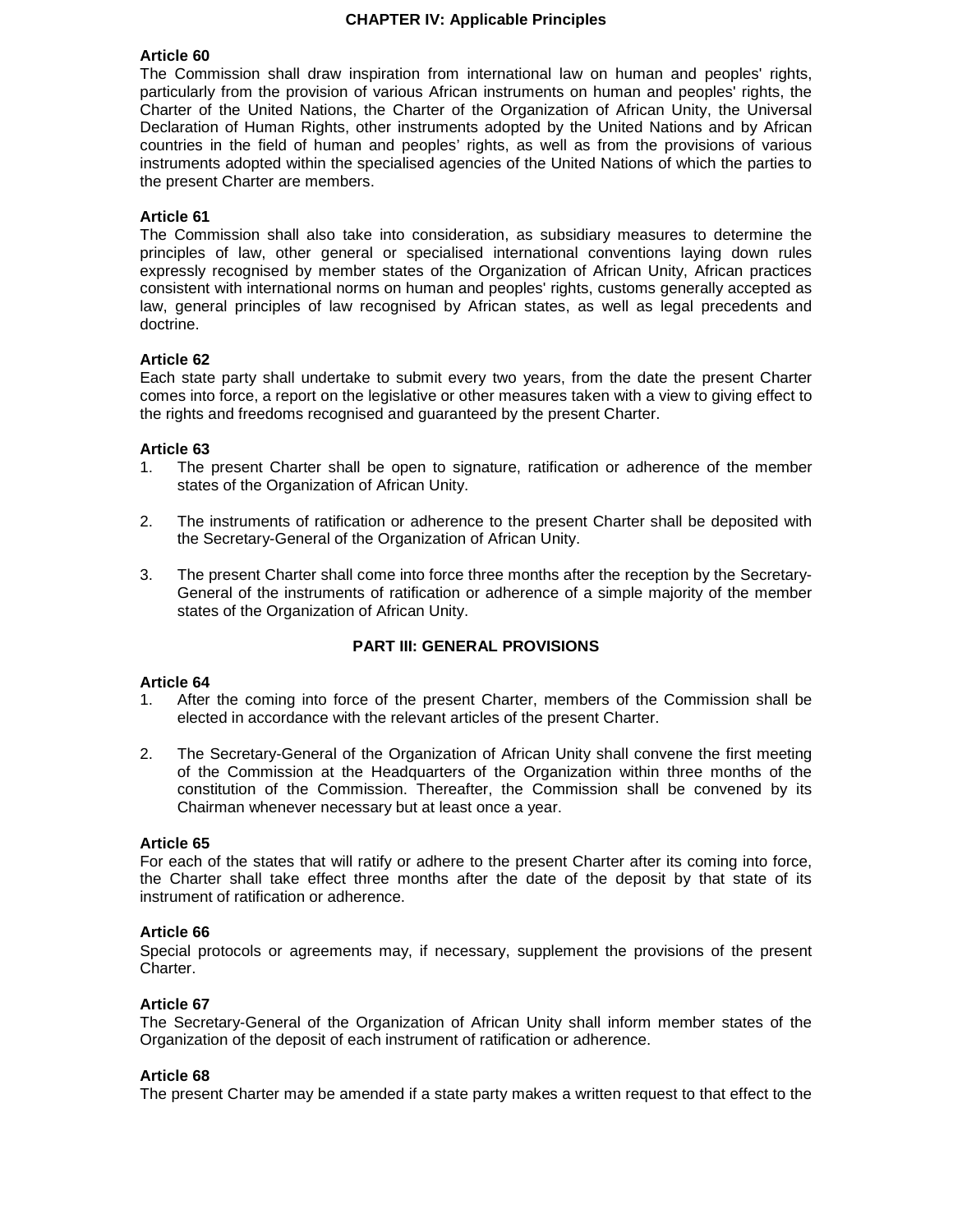## CHAPTER IV: Applicable Principles

**Article 60**

The Commission shall draw inspiration from international law on human and peoples' rights, particularly from the provision of various African instruments on human and peoples' rights, the Charter of the United Nations, the Charter of the Organization of African Unity, the Universal Declaration of Human Rights, other instruments adopted by the United Nations and by African countries in the field of human and peoples' rights, as well as from the provisions of various instruments adopted within the specialised agencies of the United Nations of which the parties to the present Charter are members.

**Article 61**

The Commission shall also take into consideration, as subsidiary measures to determine the principles of law, other general or specialised international conventions laying down rules expressly recognised by member states of the Organization of African Unity, African practices consistent with international norms on human and peoples' rights, customs generally accepted as law, general principles of law recognised by African states, as well as legal precedents and doctrine.

**Article 62**

Each state party shall undertake to submit every two years, from the date the present Charter comes into force, a report on the legislative or other measures taken with a view to giving effect to the rights and freedoms recognised and guaranteed by the present Charter.

**Article 63**

1. The present Charter shall be open to signature, ratification or adherence of the member states of the Organization of African Unity.

2. The instruments of ratification or adherence to the present Charter shall be deposited with the Secretary-General of the Organization of African Unity.

3. The present Charter shall come into force three months after the reception by the Secretary-General of the instruments of ratification or adherence of a simple majority of the member states of the Organization of African Unity.

## PART III: GENERAL PROVISIONS

**Article 64**

1. After the coming into force of the present Charter, members of the Commission shall be elected in accordance with the relevant articles of the present Charter.

2. The Secretary-General of the Organization of African Unity shall convene the first meeting of the Commission at the Headquarters of the Organization within three months of the constitution of the Commission. Thereafter, the Commission shall be convened by its Chairman whenever necessary but at least once a year.

**Article 65**

For each of the states that will ratify or adhere to the present Charter after its coming into force, the Charter shall take effect three months after the date of the deposit by that state of its instrument of ratification or adherence.

**Article 66**

Special protocols or agreements may, if necessary, supplement the provisions of the present Charter.

**Article 67**

The Secretary-General of the Organization of African Unity shall inform member states of the Organization of the deposit of each instrument of ratification or adherence.

**Article 68**

The present Charter may be amended if a state party makes a written request to that effect to the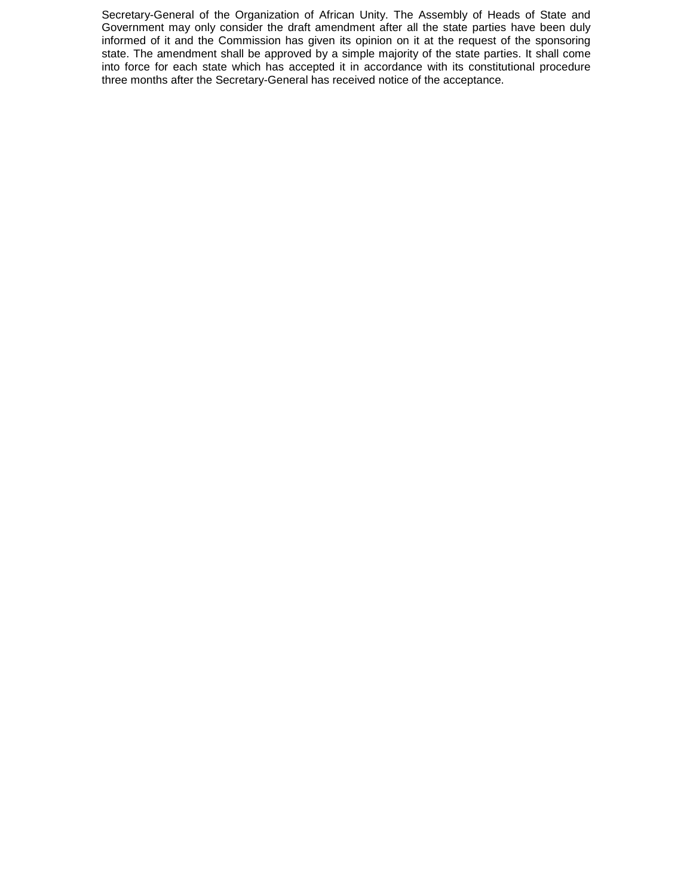Secretary-General of the Organization of African Unity. The Assembly of Heads of State and Government may only consider the draft amendment after all the state parties have been duly informed of it and the Commission has given its opinion on it at the request of the sponsoring state. The amendment shall be approved by a simple majority of the state parties. It shall come into force for each state which has accepted it in accordance with its constitutional procedure three months after the Secretary-General has received notice of the acceptance.